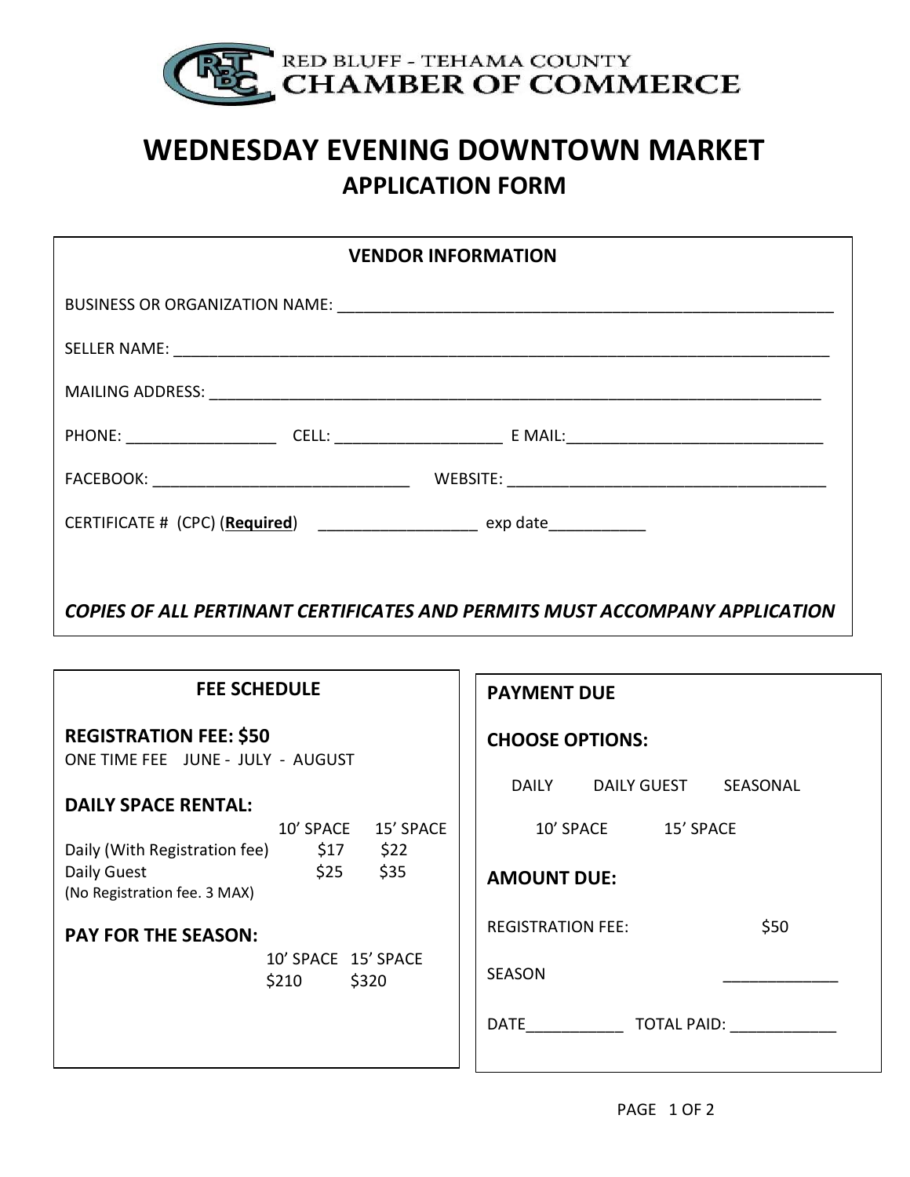RED BLUFF - TEHAMA COUNTY
**CHAMBER OF COMMERCE**

# WEDNESDAY EVENING DOWNTOWN MARKET
## APPLICATION FORM

### VENDOR INFORMATION

BUSINESS OR ORGANIZATION NAME: ______________________________________________________

SELLER NAME: ______________________________________________________________________

MAILING ADDRESS: ___________________________________________________________________

PHONE: ________________ CELL: __________________ E MAIL:___________________________

FACEBOOK: ____________________________ WEBSITE: ___________________________________

CERTIFICATE # (CPC) (**Required**) _________________ exp date__________

***COPIES OF ALL PERTINANT CERTIFICATES AND PERMITS MUST ACCOMPANY APPLICATION***

### FEE SCHEDULE

**REGISTRATION FEE: $50**

ONE TIME FEE JUNE - JULY - AUGUST

**DAILY SPACE RENTAL:**

| | 10' SPACE | 15' SPACE |
|---|---|---|
| Daily (With Registration fee) | $17 | $22 |
| Daily Guest (No Registration fee. 3 MAX) | $25 | $35 |

**PAY FOR THE SEASON:**

| 10' SPACE | 15' SPACE |
|---|---|
| $210 | $320 |

### PAYMENT DUE

**CHOOSE OPTIONS:**

DAILY DAILY GUEST SEASONAL

10' SPACE 15' SPACE

**AMOUNT DUE:**

REGISTRATION FEE: $50

SEASON ____________

DATE__________ TOTAL PAID: ___________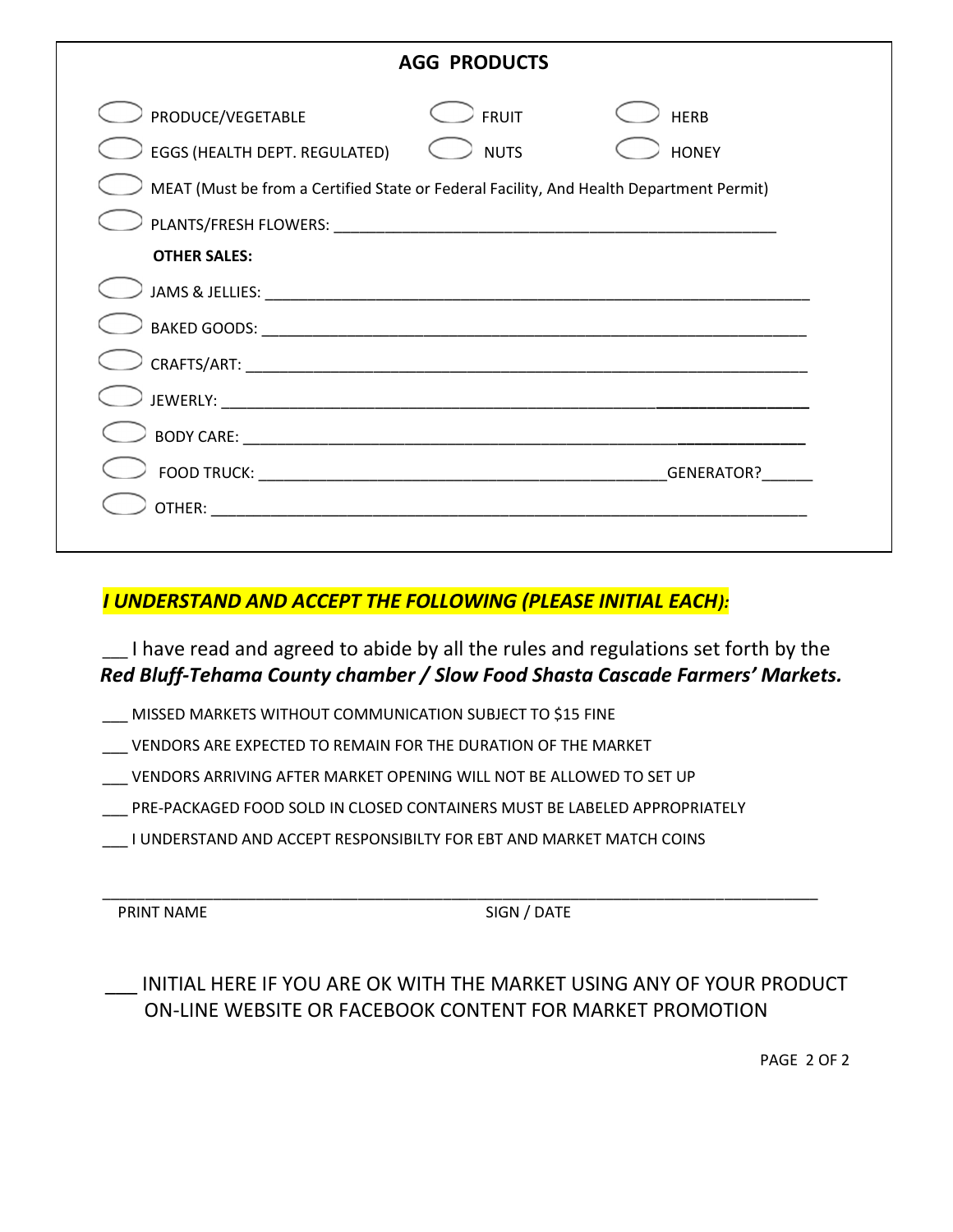## AGG PRODUCTS

- ◯ PRODUCE/VEGETABLE
- ◯ FRUIT
- ◯ HERB
- ◯ EGGS (HEALTH DEPT. REGULATED)
- ◯ NUTS
- ◯ HONEY
- ◯ MEAT (Must be from a Certified State or Federal Facility, And Health Department Permit)
- ◯ PLANTS/FRESH FLOWERS: ____________________________________________________

**OTHER SALES:**

- ◯ JAMS & JELLIES: ____________________________________________________
- ◯ BAKED GOODS: ____________________________________________________
- ◯ CRAFTS/ART: ____________________________________________________
- ◯ JEWELRY: ____________________________________________________
- ◯ BODY CARE: ____________________________________________________
- ◯ FOOD TRUCK: ____________________________________________ GENERATOR?______
- ◯ OTHER: ____________________________________________________

***I UNDERSTAND AND ACCEPT THE FOLLOWING (PLEASE INITIAL EACH):***

___ I have read and agreed to abide by all the rules and regulations set forth by the ***Red Bluff-Tehama County chamber / Slow Food Shasta Cascade Farmers' Markets.***

___ MISSED MARKETS WITHOUT COMMUNICATION SUBJECT TO $15 FINE

___ VENDORS ARE EXPECTED TO REMAIN FOR THE DURATION OF THE MARKET

___ VENDORS ARRIVING AFTER MARKET OPENING WILL NOT BE ALLOWED TO SET UP

___ PRE-PACKAGED FOOD SOLD IN CLOSED CONTAINERS MUST BE LABELED APPROPRIATELY

___ I UNDERSTAND AND ACCEPT RESPONSIBILTY FOR EBT AND MARKET MATCH COINS

______________________________________________________________________________

PRINT NAME SIGN / DATE

___ INITIAL HERE IF YOU ARE OK WITH THE MARKET USING ANY OF YOUR PRODUCT ON-LINE WEBSITE OR FACEBOOK CONTENT FOR MARKET PROMOTION